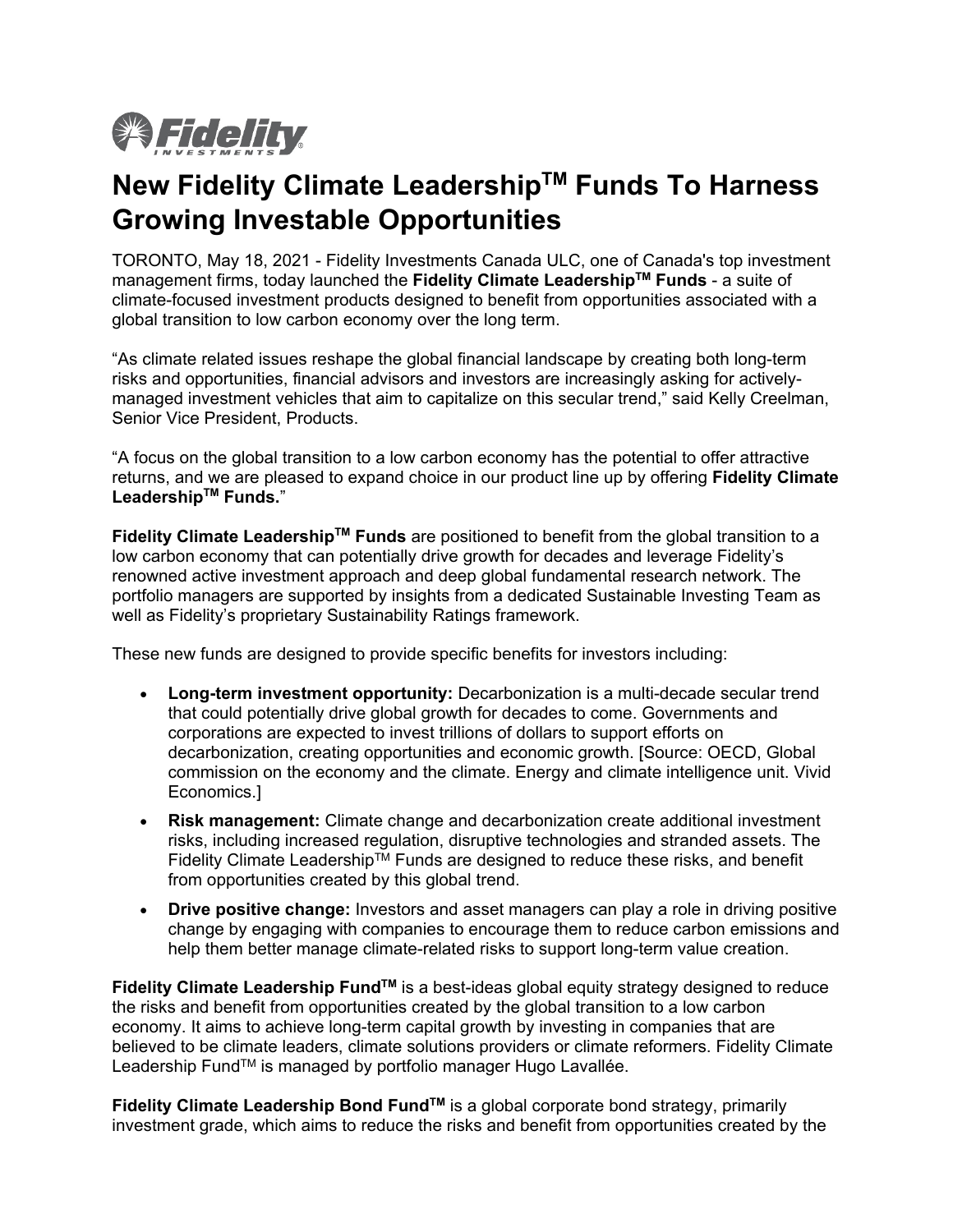# New Fidelity Climate Leadership™ Funds To Harness Growing Investable Opportunities

TORONTO, May 18, 2021 - Fidelity Investments Canada ULC, one of Canada's top investment management firms, today launched the **Fidelity Climate Leadership™ Funds** - a suite of climate-focused investment products designed to benefit from opportunities associated with a global transition to low carbon economy over the long term.

"As climate related issues reshape the global financial landscape by creating both long-term risks and opportunities, financial advisors and investors are increasingly asking for actively-managed investment vehicles that aim to capitalize on this secular trend," said Kelly Creelman, Senior Vice President, Products.

"A focus on the global transition to a low carbon economy has the potential to offer attractive returns, and we are pleased to expand choice in our product line up by offering **Fidelity Climate Leadership™ Funds.**"

**Fidelity Climate Leadership™ Funds** are positioned to benefit from the global transition to a low carbon economy that can potentially drive growth for decades and leverage Fidelity's renowned active investment approach and deep global fundamental research network. The portfolio managers are supported by insights from a dedicated Sustainable Investing Team as well as Fidelity's proprietary Sustainability Ratings framework.

These new funds are designed to provide specific benefits for investors including:

- **Long-term investment opportunity:** Decarbonization is a multi-decade secular trend that could potentially drive global growth for decades to come. Governments and corporations are expected to invest trillions of dollars to support efforts on decarbonization, creating opportunities and economic growth. [Source: OECD, Global commission on the economy and the climate. Energy and climate intelligence unit. Vivid Economics.]
- **Risk management:** Climate change and decarbonization create additional investment risks, including increased regulation, disruptive technologies and stranded assets. The Fidelity Climate Leadership™ Funds are designed to reduce these risks, and benefit from opportunities created by this global trend.
- **Drive positive change:** Investors and asset managers can play a role in driving positive change by engaging with companies to encourage them to reduce carbon emissions and help them better manage climate-related risks to support long-term value creation.

**Fidelity Climate Leadership Fund™** is a best-ideas global equity strategy designed to reduce the risks and benefit from opportunities created by the global transition to a low carbon economy. It aims to achieve long-term capital growth by investing in companies that are believed to be climate leaders, climate solutions providers or climate reformers. Fidelity Climate Leadership Fund™ is managed by portfolio manager Hugo Lavallée.

**Fidelity Climate Leadership Bond Fund™** is a global corporate bond strategy, primarily investment grade, which aims to reduce the risks and benefit from opportunities created by the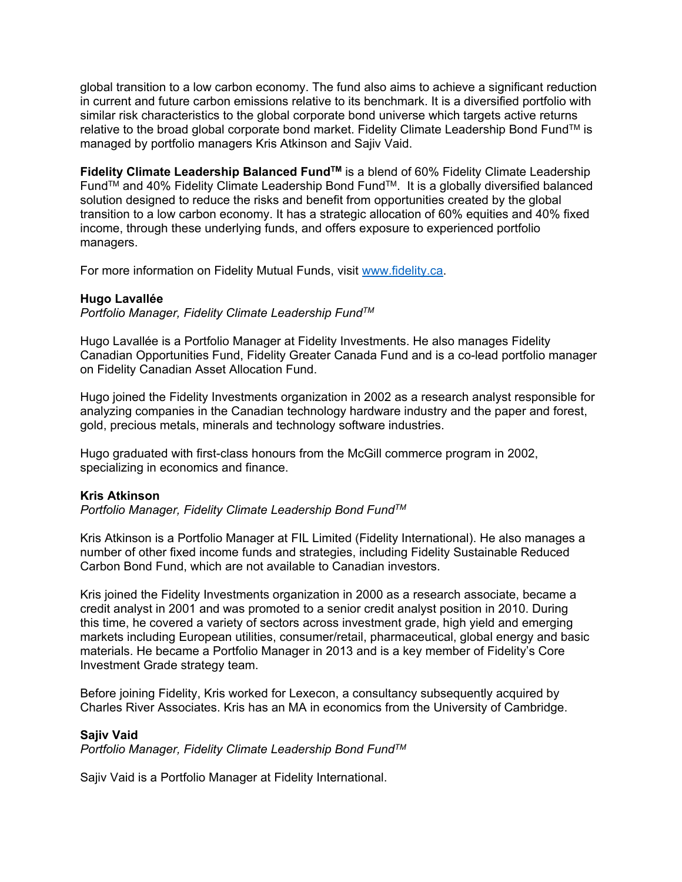global transition to a low carbon economy. The fund also aims to achieve a significant reduction in current and future carbon emissions relative to its benchmark. It is a diversified portfolio with similar risk characteristics to the global corporate bond universe which targets active returns relative to the broad global corporate bond market. Fidelity Climate Leadership Bond Fund™ is managed by portfolio managers Kris Atkinson and Sajiv Vaid.

**Fidelity Climate Leadership Balanced Fund™** is a blend of 60% Fidelity Climate Leadership Fund™ and 40% Fidelity Climate Leadership Bond Fund™. It is a globally diversified balanced solution designed to reduce the risks and benefit from opportunities created by the global transition to a low carbon economy. It has a strategic allocation of 60% equities and 40% fixed income, through these underlying funds, and offers exposure to experienced portfolio managers.

For more information on Fidelity Mutual Funds, visit [www.fidelity.ca](www.fidelity.ca).

**Hugo Lavallée**
*Portfolio Manager, Fidelity Climate Leadership Fund™*

Hugo Lavallée is a Portfolio Manager at Fidelity Investments. He also manages Fidelity Canadian Opportunities Fund, Fidelity Greater Canada Fund and is a co-lead portfolio manager on Fidelity Canadian Asset Allocation Fund.

Hugo joined the Fidelity Investments organization in 2002 as a research analyst responsible for analyzing companies in the Canadian technology hardware industry and the paper and forest, gold, precious metals, minerals and technology software industries.

Hugo graduated with first-class honours from the McGill commerce program in 2002, specializing in economics and finance.

**Kris Atkinson**
*Portfolio Manager, Fidelity Climate Leadership Bond Fund™*

Kris Atkinson is a Portfolio Manager at FIL Limited (Fidelity International). He also manages a number of other fixed income funds and strategies, including Fidelity Sustainable Reduced Carbon Bond Fund, which are not available to Canadian investors.

Kris joined the Fidelity Investments organization in 2000 as a research associate, became a credit analyst in 2001 and was promoted to a senior credit analyst position in 2010. During this time, he covered a variety of sectors across investment grade, high yield and emerging markets including European utilities, consumer/retail, pharmaceutical, global energy and basic materials. He became a Portfolio Manager in 2013 and is a key member of Fidelity's Core Investment Grade strategy team.

Before joining Fidelity, Kris worked for Lexecon, a consultancy subsequently acquired by Charles River Associates. Kris has an MA in economics from the University of Cambridge.

**Sajiv Vaid**
*Portfolio Manager, Fidelity Climate Leadership Bond Fund™*

Sajiv Vaid is a Portfolio Manager at Fidelity International.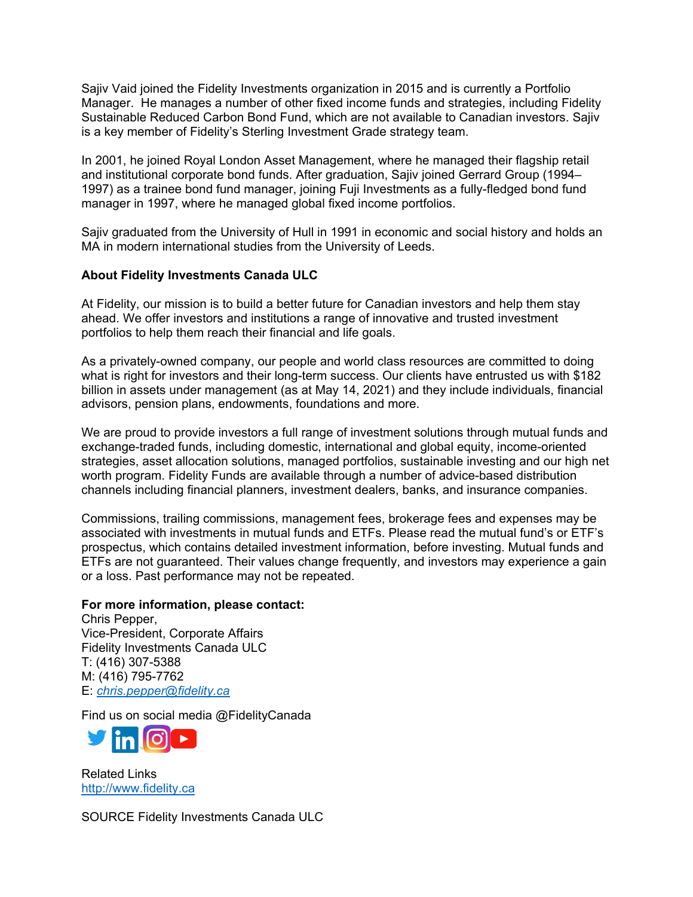Sajiv Vaid joined the Fidelity Investments organization in 2015 and is currently a Portfolio Manager. He manages a number of other fixed income funds and strategies, including Fidelity Sustainable Reduced Carbon Bond Fund, which are not available to Canadian investors. Sajiv is a key member of Fidelity's Sterling Investment Grade strategy team.

In 2001, he joined Royal London Asset Management, where he managed their flagship retail and institutional corporate bond funds. After graduation, Sajiv joined Gerrard Group (1994–1997) as a trainee bond fund manager, joining Fuji Investments as a fully-fledged bond fund manager in 1997, where he managed global fixed income portfolios.

Sajiv graduated from the University of Hull in 1991 in economic and social history and holds an MA in modern international studies from the University of Leeds.

**About Fidelity Investments Canada ULC**

At Fidelity, our mission is to build a better future for Canadian investors and help them stay ahead. We offer investors and institutions a range of innovative and trusted investment portfolios to help them reach their financial and life goals.

As a privately-owned company, our people and world class resources are committed to doing what is right for investors and their long-term success. Our clients have entrusted us with $182 billion in assets under management (as at May 14, 2021) and they include individuals, financial advisors, pension plans, endowments, foundations and more.

We are proud to provide investors a full range of investment solutions through mutual funds and exchange-traded funds, including domestic, international and global equity, income-oriented strategies, asset allocation solutions, managed portfolios, sustainable investing and our high net worth program. Fidelity Funds are available through a number of advice-based distribution channels including financial planners, investment dealers, banks, and insurance companies.

Commissions, trailing commissions, management fees, brokerage fees and expenses may be associated with investments in mutual funds and ETFs. Please read the mutual fund's or ETF's prospectus, which contains detailed investment information, before investing. Mutual funds and ETFs are not guaranteed. Their values change frequently, and investors may experience a gain or a loss. Past performance may not be repeated.

**For more information, please contact:**
Chris Pepper,
Vice-President, Corporate Affairs
Fidelity Investments Canada ULC
T: (416) 307-5388
M: (416) 795-7762
E: *chris.pepper@fidelity.ca*

Find us on social media @FidelityCanada

Related Links
http://www.fidelity.ca

SOURCE Fidelity Investments Canada ULC